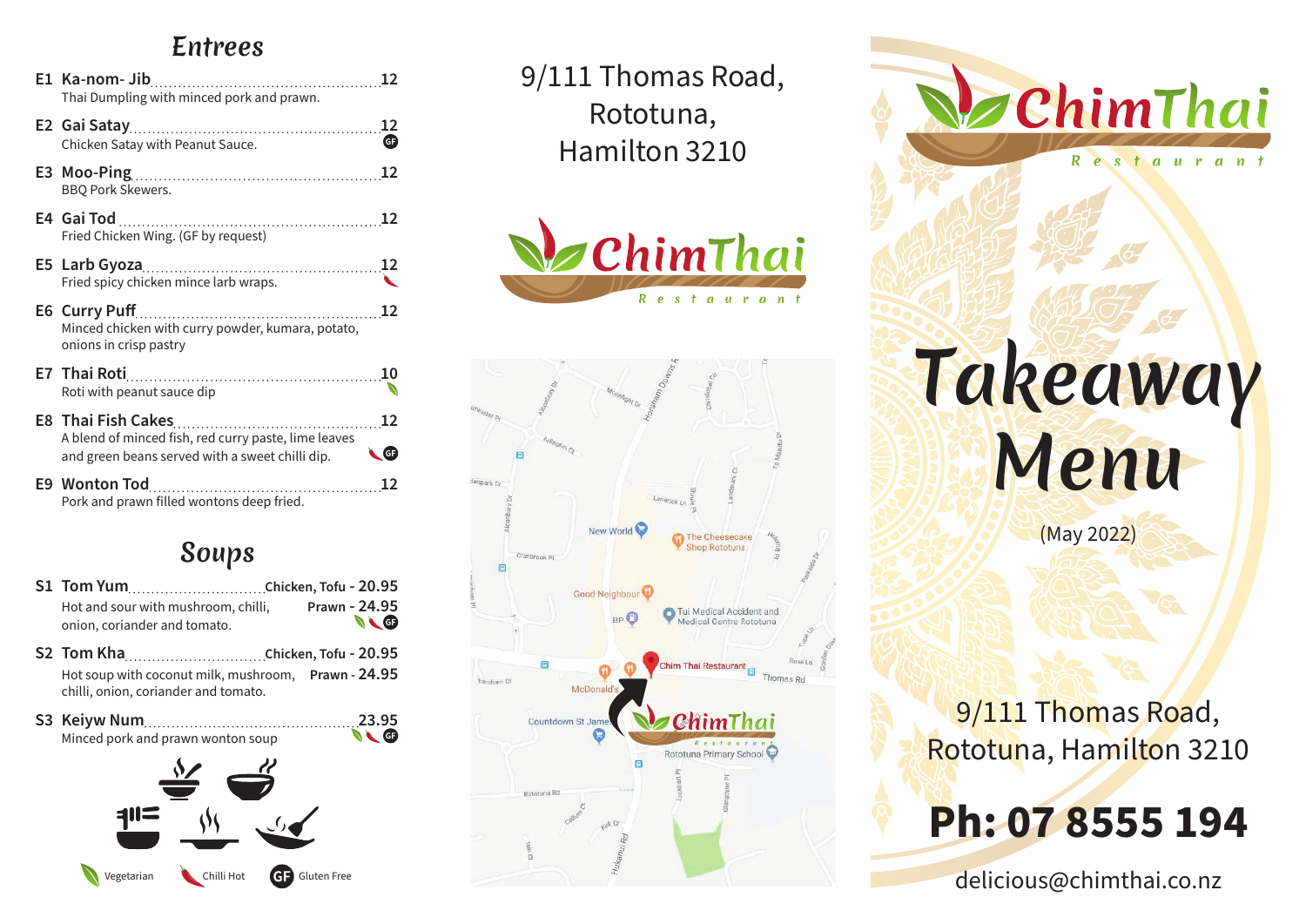## Entrees

**E1 Ka-nom- Jib** .......... 12
Thai Dumpling with minced pork and prawn.

**E2 Gai Satay** .......... 12 (GF)
Chicken Satay with Peanut Sauce.

**E3 Moo-Ping** .......... 12
BBQ Pork Skewers.

**E4 Gai Tod** .......... 12
Fried Chicken Wing. (GF by request)

**E5 Larb Gyoza** .......... 12 (Chilli Hot)
Fried spicy chicken mince larb wraps.

**E6 Curry Puff** .......... 12
Minced chicken with curry powder, kumara, potato, onions in crisp pastry

**E7 Thai Roti** .......... 10 (Vegetarian)
Roti with peanut sauce dip

**E8 Thai Fish Cakes** .......... 12 (Chilli Hot, GF)
A blend of minced fish, red curry paste, lime leaves and green beans served with a sweet chilli dip.

**E9 Wonton Tod** .......... 12
Pork and prawn filled wontons deep fried.

## Soups

**S1 Tom Yum** .......... Chicken, Tofu - 20.95 / Prawn - 24.95 (Vegetarian, Chilli Hot, GF)
Hot and sour with mushroom, chilli, onion, coriander and tomato.

**S2 Tom Kha** .......... Chicken, Tofu - 20.95 / Prawn - 24.95
Hot soup with coconut milk, mushroom, chilli, onion, coriander and tomato.

**S3 Keiyw Num** .......... 23.95 (Vegetarian, Chilli Hot, GF)
Minced pork and prawn wonton soup

Vegetarian · Chilli Hot · GF Gluten Free

9/111 Thomas Road,
Rototuna,
Hamilton 3210

ChimThai Restaurant

New World · The Cheesecake Shop Rototuna · Good Neighbour · BP · Tui Medical Accident and Medical Centre Rototuna · Chim Thai Restaurant · McDonald's · Countdown St James · Rototuna Primary School · Thomas Rd

# ChimThai Restaurant

# Takeaway Menu

(May 2022)

9/111 Thomas Road,
Rototuna, Hamilton 3210

**Ph: 07 8555 194**

delicious@chimthai.co.nz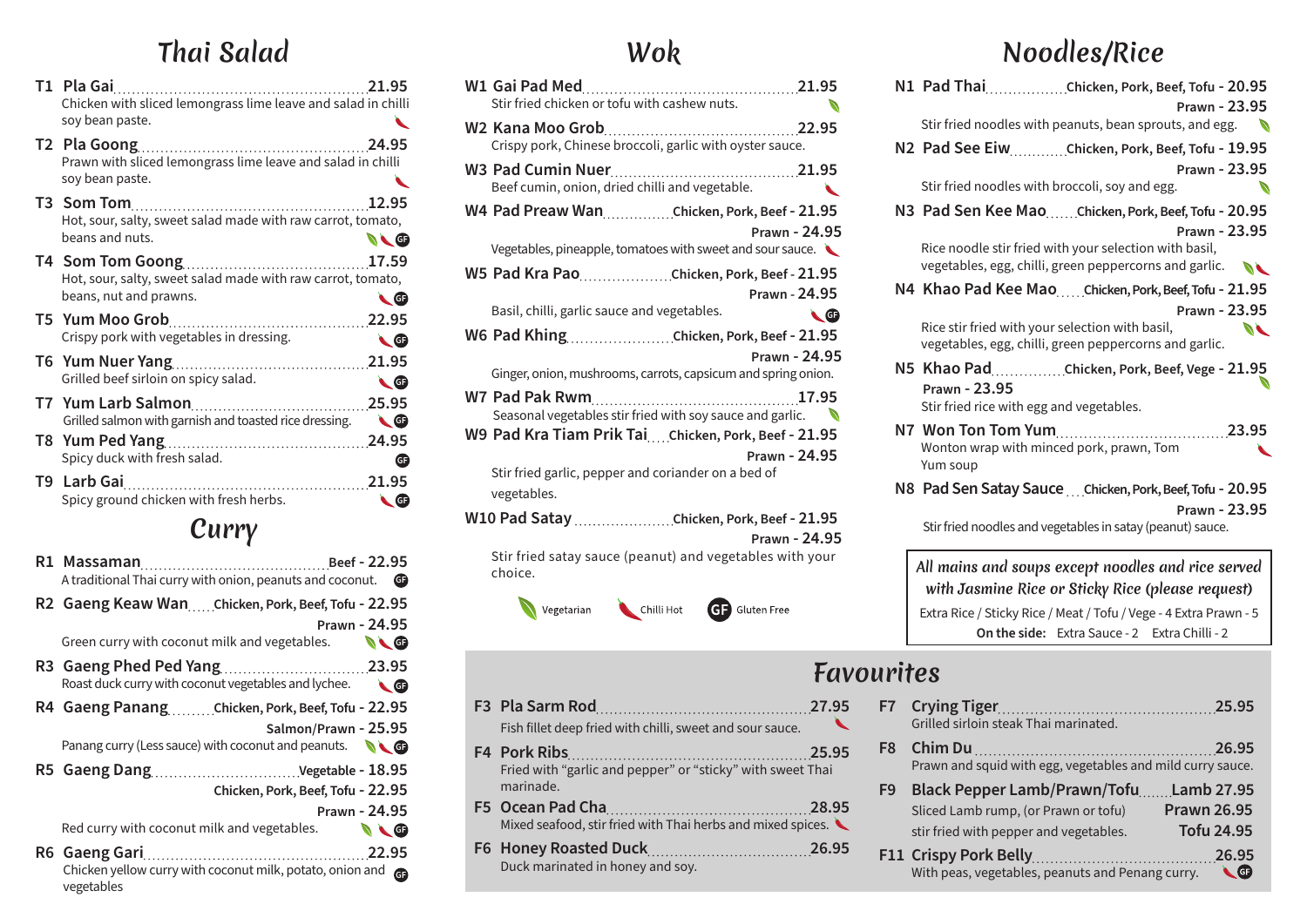## Thai Salad

**T1 Pla Gai** ........ 21.95
Chicken with sliced lemongrass lime leave and salad in chilli soy bean paste.

**T2 Pla Goong** ........ 24.95
Prawn with sliced lemongrass lime leave and salad in chilli soy bean paste.

**T3 Som Tom** ........ 12.95
Hot, sour, salty, sweet salad made with raw carrot, tomato, beans and nuts.

**T4 Som Tom Goong** ........ 17.59
Hot, sour, salty, sweet salad made with raw carrot, tomato, beans, nut and prawns.

**T5 Yum Moo Grob** ........ 22.95
Crispy pork with vegetables in dressing.

**T6 Yum Nuer Yang** ........ 21.95
Grilled beef sirloin on spicy salad.

**T7 Yum Larb Salmon** ........ 25.95
Grilled salmon with garnish and toasted rice dressing.

**T8 Yum Ped Yang** ........ 24.95
Spicy duck with fresh salad.

**T9 Larb Gai** ........ 21.95
Spicy ground chicken with fresh herbs.

## Curry

**R1 Massaman** ........ Beef - 22.95
A traditional Thai curry with onion, peanuts and coconut.

**R2 Gaeng Keaw Wan** ........ Chicken, Pork, Beef, Tofu - 22.95
Prawn - 24.95
Green curry with coconut milk and vegetables.

**R3 Gaeng Phed Ped Yang** ........ 23.95
Roast duck curry with coconut vegetables and lychee.

**R4 Gaeng Panang** ........ Chicken, Pork, Beef, Tofu - 22.95
Salmon/Prawn - 25.95
Panang curry (Less sauce) with coconut and peanuts.

**R5 Gaeng Dang** ........ Vegetable - 18.95
Chicken, Pork, Beef, Tofu - 22.95
Prawn - 24.95
Red curry with coconut milk and vegetables.

**R6 Gaeng Gari** ........ 22.95
Chicken yellow curry with coconut milk, potato, onion and vegetables

## Wok

**W1 Gai Pad Med** ........ 21.95
Stir fried chicken or tofu with cashew nuts.

**W2 Kana Moo Grob** ........ 22.95
Crispy pork, Chinese broccoli, garlic with oyster sauce.

**W3 Pad Cumin Nuer** ........ 21.95
Beef cumin, onion, dried chilli and vegetable.

**W4 Pad Preaw Wan** ........ Chicken, Pork, Beef - 21.95
Prawn - 24.95
Vegetables, pineapple, tomatoes with sweet and sour sauce.

**W5 Pad Kra Pao** ........ Chicken, Pork, Beef - 21.95
Prawn - 24.95
Basil, chilli, garlic sauce and vegetables.

**W6 Pad Khing** ........ Chicken, Pork, Beef - 21.95
Prawn - 24.95
Ginger, onion, mushrooms, carrots, capsicum and spring onion.

**W7 Pad Pak Rwm** ........ 17.95
Seasonal vegetables stir fried with soy sauce and garlic.

**W9 Pad Kra Tiam Prik Tai** ........ Chicken, Pork, Beef - 21.95
Prawn - 24.95
Stir fried garlic, pepper and coriander on a bed of vegetables.

**W10 Pad Satay** ........ Chicken, Pork, Beef - 21.95
Prawn - 24.95
Stir fried satay sauce (peanut) and vegetables with your choice.

Vegetarian · Chilli Hot · GF Gluten Free

## Noodles/Rice

**N1 Pad Thai** ........ Chicken, Pork, Beef, Tofu - 20.95
Prawn - 23.95
Stir fried noodles with peanuts, bean sprouts, and egg.

**N2 Pad See Eiw** ........ Chicken, Pork, Beef, Tofu - 19.95
Prawn - 23.95
Stir fried noodles with broccoli, soy and egg.

**N3 Pad Sen Kee Mao** ........ Chicken, Pork, Beef, Tofu - 20.95
Prawn - 23.95
Rice noodle stir fried with your selection with basil, vegetables, egg, chilli, green peppercorns and garlic.

**N4 Khao Pad Kee Mao** ........ Chicken, Pork, Beef, Tofu - 21.95
Prawn - 23.95
Rice stir fried with your selection with basil, vegetables, egg, chilli, green peppercorns and garlic.

**N5 Khao Pad** ........ Chicken, Pork, Beef, Vege - 21.95
Prawn - 23.95
Stir fried rice with egg and vegetables.

**N7 Won Ton Tom Yum** ........ 23.95
Wonton wrap with minced pork, prawn, Tom Yum soup

**N8 Pad Sen Satay Sauce** ........ Chicken, Pork, Beef, Tofu - 20.95
Prawn - 23.95
Stir fried noodles and vegetables in satay (peanut) sauce.

*All mains and soups except noodles and rice served with Jasmine Rice or Sticky Rice (please request)*

Extra Rice / Sticky Rice / Meat / Tofu / Vege - 4 Extra Prawn - 5
**On the side:** Extra Sauce - 2 Extra Chilli - 2

## Favourites

**F3 Pla Sarm Rod** ........ 27.95
Fish fillet deep fried with chilli, sweet and sour sauce.

**F4 Pork Ribs** ........ 25.95
Fried with "garlic and pepper" or "sticky" with sweet Thai marinade.

**F5 Ocean Pad Cha** ........ 28.95
Mixed seafood, stir fried with Thai herbs and mixed spices.

**F6 Honey Roasted Duck** ........ 26.95
Duck marinated in honey and soy.

**F7 Crying Tiger** ........ 25.95
Grilled sirloin steak Thai marinated.

**F8 Chim Du** ........ 26.95
Prawn and squid with egg, vegetables and mild curry sauce.

**F9 Black Pepper Lamb/Prawn/Tofu** ........ Lamb 27.95
Sliced Lamb rump, (or Prawn or tofu) stir fried with pepper and vegetables.
Prawn 26.95
Tofu 24.95

**F11 Crispy Pork Belly** ........ 26.95
With peas, vegetables, peanuts and Penang curry.